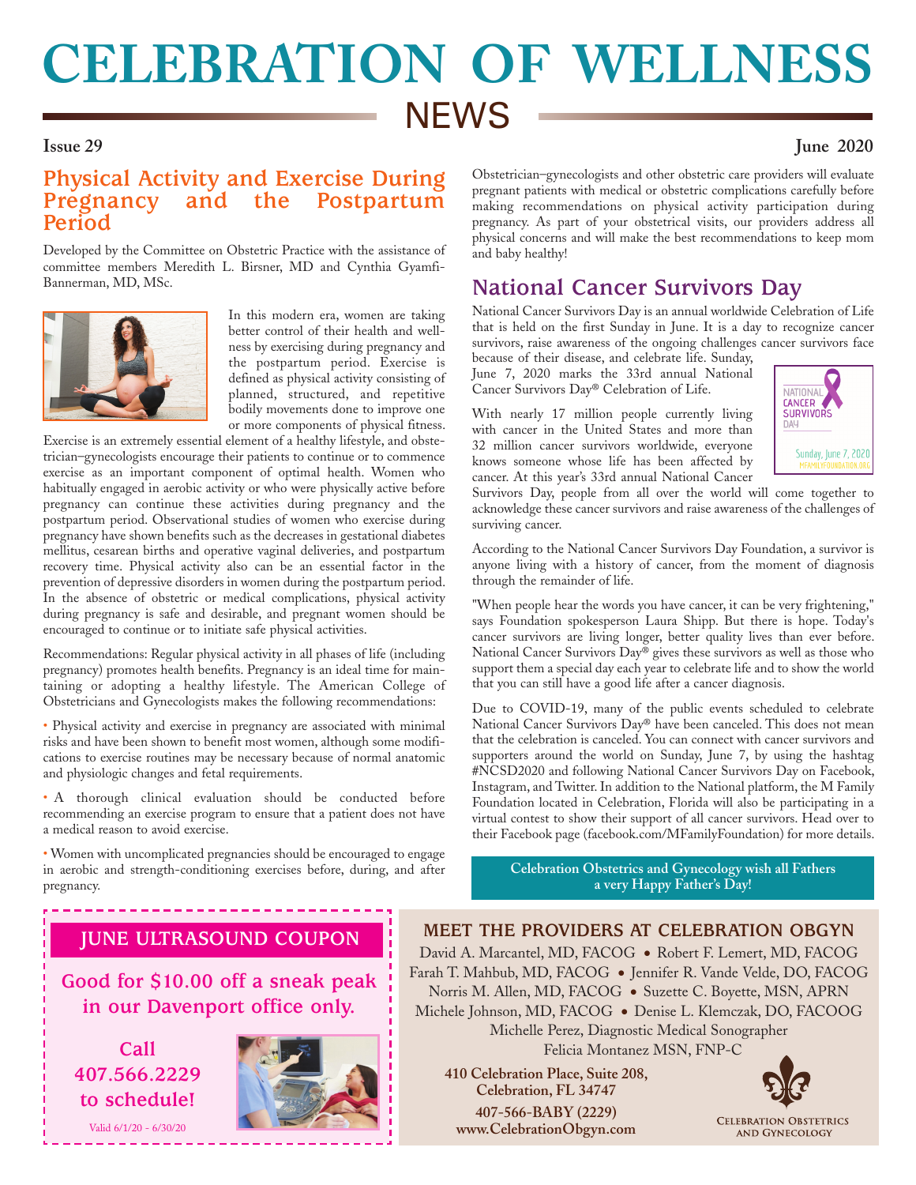# CELEBRATION OF WELLNESS
## NEWS

**Issue 29** **June 2020**

## Physical Activity and Exercise During Pregnancy and the Postpartum Period

Developed by the Committee on Obstetric Practice with the assistance of committee members Meredith L. Birsner, MD and Cynthia Gyamfi-Bannerman, MD, MSc.

In this modern era, women are taking better control of their health and wellness by exercising during pregnancy and the postpartum period. Exercise is defined as physical activity consisting of planned, structured, and repetitive bodily movements done to improve one or more components of physical fitness. Exercise is an extremely essential element of a healthy lifestyle, and obstetrician–gynecologists encourage their patients to continue or to commence exercise as an important component of optimal health. Women who habitually engaged in aerobic activity or who were physically active before pregnancy can continue these activities during pregnancy and the postpartum period. Observational studies of women who exercise during pregnancy have shown benefits such as the decreases in gestational diabetes mellitus, cesarean births and operative vaginal deliveries, and postpartum recovery time. Physical activity also can be an essential factor in the prevention of depressive disorders in women during the postpartum period. In the absence of obstetric or medical complications, physical activity during pregnancy is safe and desirable, and pregnant women should be encouraged to continue or to initiate safe physical activities.

Recommendations: Regular physical activity in all phases of life (including pregnancy) promotes health benefits. Pregnancy is an ideal time for maintaining or adopting a healthy lifestyle. The American College of Obstetricians and Gynecologists makes the following recommendations:

- Physical activity and exercise in pregnancy are associated with minimal risks and have been shown to benefit most women, although some modifications to exercise routines may be necessary because of normal anatomic and physiologic changes and fetal requirements.
- A thorough clinical evaluation should be conducted before recommending an exercise program to ensure that a patient does not have a medical reason to avoid exercise.
- Women with uncomplicated pregnancies should be encouraged to engage in aerobic and strength-conditioning exercises before, during, and after pregnancy.

Obstetrician–gynecologists and other obstetric care providers will evaluate pregnant patients with medical or obstetric complications carefully before making recommendations on physical activity participation during pregnancy. As part of your obstetrical visits, our providers address all physical concerns and will make the best recommendations to keep mom and baby healthy!

## National Cancer Survivors Day

National Cancer Survivors Day is an annual worldwide Celebration of Life that is held on the first Sunday in June. It is a day to recognize cancer survivors, raise awareness of the ongoing challenges cancer survivors face because of their disease, and celebrate life. Sunday, June 7, 2020 marks the 33rd annual National Cancer Survivors Day® Celebration of Life.

NATIONAL CANCER SURVIVORS DAY
Sunday, June 7, 2020
MFAMILYFOUNDATION.ORG

With nearly 17 million people currently living with cancer in the United States and more than 32 million cancer survivors worldwide, everyone knows someone whose life has been affected by cancer. At this year's 33rd annual National Cancer Survivors Day, people from all over the world will come together to acknowledge these cancer survivors and raise awareness of the challenges of surviving cancer.

According to the National Cancer Survivors Day Foundation, a survivor is anyone living with a history of cancer, from the moment of diagnosis through the remainder of life.

"When people hear the words you have cancer, it can be very frightening," says Foundation spokesperson Laura Shipp. But there is hope. Today's cancer survivors are living longer, better quality lives than ever before. National Cancer Survivors Day® gives these survivors as well as those who support them a special day each year to celebrate life and to show the world that you can still have a good life after a cancer diagnosis.

Due to COVID-19, many of the public events scheduled to celebrate National Cancer Survivors Day® have been canceled. This does not mean that the celebration is canceled. You can connect with cancer survivors and supporters around the world on Sunday, June 7, by using the hashtag #NCSD2020 and following National Cancer Survivors Day on Facebook, Instagram, and Twitter. In addition to the National platform, the M Family Foundation located in Celebration, Florida will also be participating in a virtual contest to show their support of all cancer survivors. Head over to their Facebook page (facebook.com/MFamilyFoundation) for more details.

**Celebration Obstetrics and Gynecology wish all Fathers a very Happy Father's Day!**

### JUNE ULTRASOUND COUPON

**Good for $10.00 off a sneak peak in our Davenport office only.**

**Call 407.566.2229 to schedule!**

Valid 6/1/20 - 6/30/20

### MEET THE PROVIDERS AT CELEBRATION OBGYN

David A. Marcantel, MD, FACOG • Robert F. Lemert, MD, FACOG
Farah T. Mahbub, MD, FACOG • Jennifer R. Vande Velde, DO, FACOG
Norris M. Allen, MD, FACOG • Suzette C. Boyette, MSN, APRN
Michele Johnson, MD, FACOG • Denise L. Klemczak, DO, FACOOG
Michelle Perez, Diagnostic Medical Sonographer
Felicia Montanez MSN, FNP-C

**410 Celebration Place, Suite 208,**
**Celebration, FL 34747**
**407-566-BABY (2229)**
**www.CelebrationObgyn.com**

CELEBRATION OBSTETRICS AND GYNECOLOGY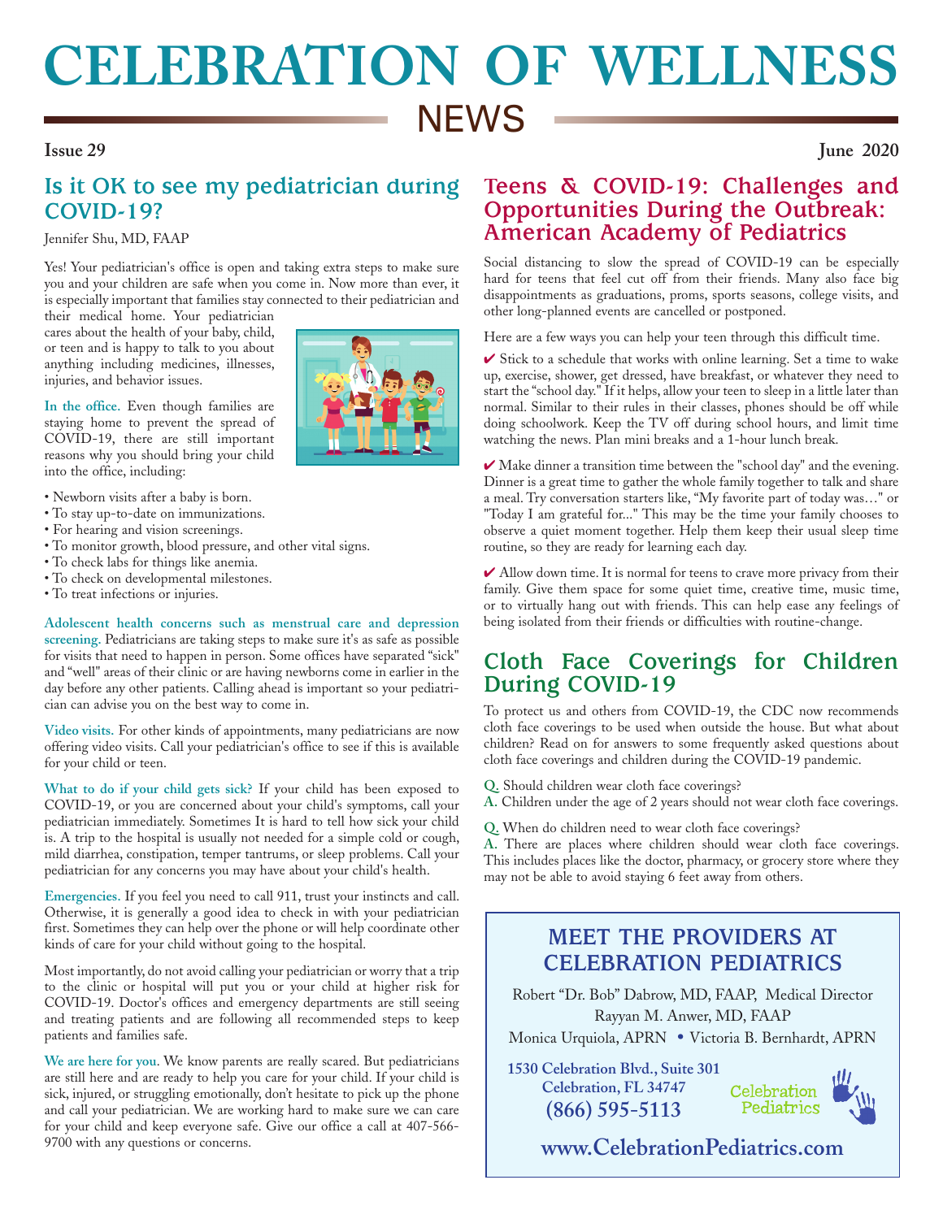# CELEBRATION OF WELLNESS NEWS

**Issue 29** **June 2020**

## Is it OK to see my pediatrician during COVID-19?

Jennifer Shu, MD, FAAP

Yes! Your pediatrician's office is open and taking extra steps to make sure you and your children are safe when you come in. Now more than ever, it is especially important that families stay connected to their pediatrician and their medical home. Your pediatrician cares about the health of your baby, child, or teen and is happy to talk to you about anything including medicines, illnesses, injuries, and behavior issues.

**In the office.** Even though families are staying home to prevent the spread of COVID-19, there are still important reasons why you should bring your child into the office, including:

- Newborn visits after a baby is born.
- To stay up-to-date on immunizations.
- For hearing and vision screenings.
- To monitor growth, blood pressure, and other vital signs.
- To check labs for things like anemia.
- To check on developmental milestones.
- To treat infections or injuries.

**Adolescent health concerns such as menstrual care and depression screening.** Pediatricians are taking steps to make sure it's as safe as possible for visits that need to happen in person. Some offices have separated "sick" and "well" areas of their clinic or are having newborns come in earlier in the day before any other patients. Calling ahead is important so your pediatrician can advise you on the best way to come in.

**Video visits.** For other kinds of appointments, many pediatricians are now offering video visits. Call your pediatrician's office to see if this is available for your child or teen.

**What to do if your child gets sick?** If your child has been exposed to COVID-19, or you are concerned about your child's symptoms, call your pediatrician immediately. Sometimes It is hard to tell how sick your child is. A trip to the hospital is usually not needed for a simple cold or cough, mild diarrhea, constipation, temper tantrums, or sleep problems. Call your pediatrician for any concerns you may have about your child's health.

**Emergencies.** If you feel you need to call 911, trust your instincts and call. Otherwise, it is generally a good idea to check in with your pediatrician first. Sometimes they can help over the phone or will help coordinate other kinds of care for your child without going to the hospital.

Most importantly, do not avoid calling your pediatrician or worry that a trip to the clinic or hospital will put you or your child at higher risk for COVID-19. Doctor's offices and emergency departments are still seeing and treating patients and are following all recommended steps to keep patients and families safe.

**We are here for you.** We know parents are really scared. But pediatricians are still here and are ready to help you care for your child. If your child is sick, injured, or struggling emotionally, don't hesitate to pick up the phone and call your pediatrician. We are working hard to make sure we can care for your child and keep everyone safe. Give our office a call at 407-566-9700 with any questions or concerns.

## Teens & COVID-19: Challenges and Opportunities During the Outbreak: American Academy of Pediatrics

Social distancing to slow the spread of COVID-19 can be especially hard for teens that feel cut off from their friends. Many also face big disappointments as graduations, proms, sports seasons, college visits, and other long-planned events are cancelled or postponed.

Here are a few ways you can help your teen through this difficult time.

✔ Stick to a schedule that works with online learning. Set a time to wake up, exercise, shower, get dressed, have breakfast, or whatever they need to start the "school day." If it helps, allow your teen to sleep in a little later than normal. Similar to their rules in their classes, phones should be off while doing schoolwork. Keep the TV off during school hours, and limit time watching the news. Plan mini breaks and a 1-hour lunch break.

✔ Make dinner a transition time between the "school day" and the evening. Dinner is a great time to gather the whole family together to talk and share a meal. Try conversation starters like, "My favorite part of today was…" or "Today I am grateful for..." This may be the time your family chooses to observe a quiet moment together. Help them keep their usual sleep time routine, so they are ready for learning each day.

✔ Allow down time. It is normal for teens to crave more privacy from their family. Give them space for some quiet time, creative time, music time, or to virtually hang out with friends. This can help ease any feelings of being isolated from their friends or difficulties with routine-change.

## Cloth Face Coverings for Children During COVID-19

To protect us and others from COVID-19, the CDC now recommends cloth face coverings to be used when outside the house. But what about children? Read on for answers to some frequently asked questions about cloth face coverings and children during the COVID-19 pandemic.

**Q.** Should children wear cloth face coverings?
**A.** Children under the age of 2 years should not wear cloth face coverings.

**Q.** When do children need to wear cloth face coverings?
**A.** There are places where children should wear cloth face coverings. This includes places like the doctor, pharmacy, or grocery store where they may not be able to avoid staying 6 feet away from others.

## MEET THE PROVIDERS AT CELEBRATION PEDIATRICS

Robert "Dr. Bob" Dabrow, MD, FAAP, Medical Director
Rayyan M. Anwer, MD, FAAP
Monica Urquiola, APRN • Victoria B. Bernhardt, APRN

**1530 Celebration Blvd., Suite 301**
**Celebration, FL 34747**
**(866) 595-5113**

Celebration Pediatrics

**www.CelebrationPediatrics.com**